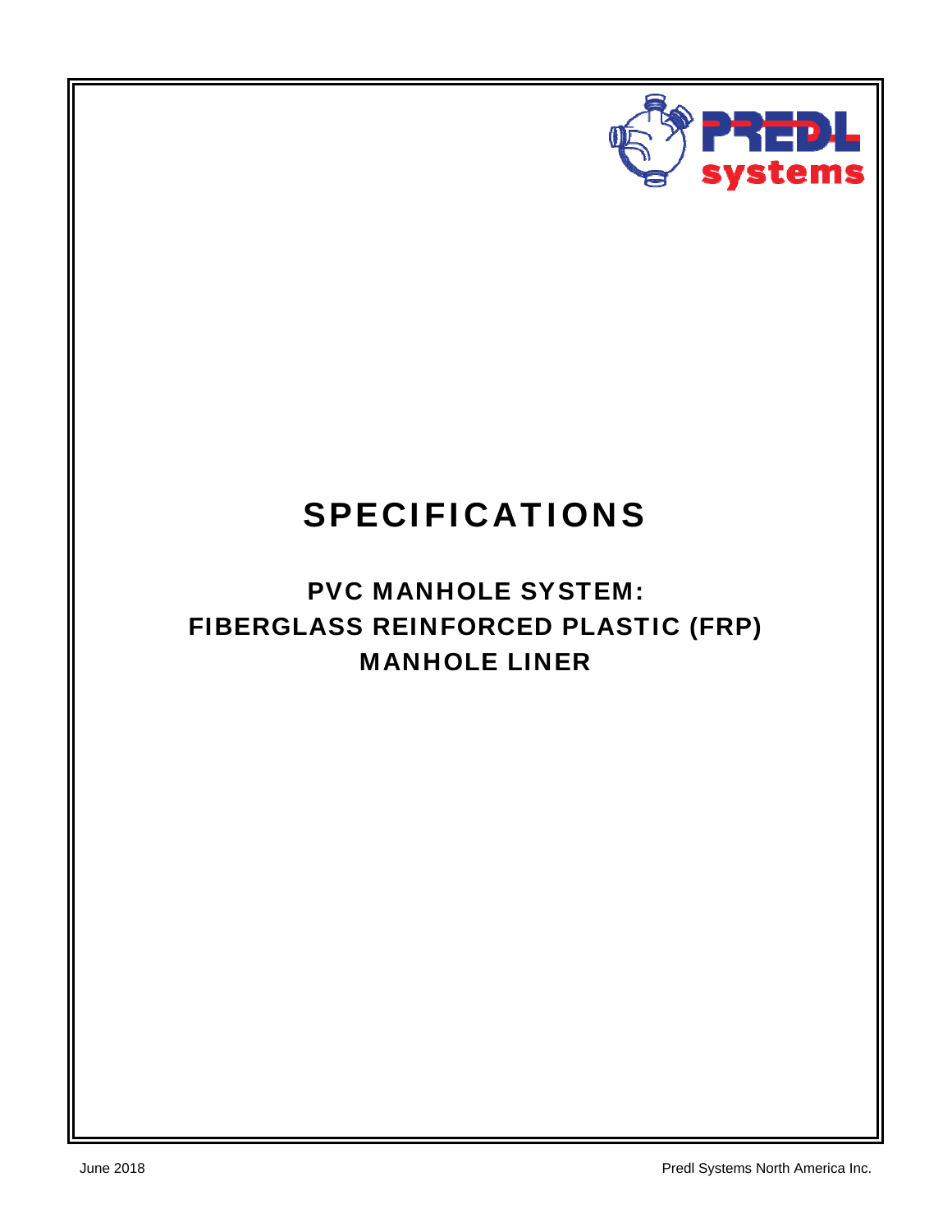PREDL systems

# SPECIFICATIONS

## PVC MANHOLE SYSTEM:
## FIBERGLASS REINFORCED PLASTIC (FRP)
## MANHOLE LINER

June 2018

Predl Systems North America Inc.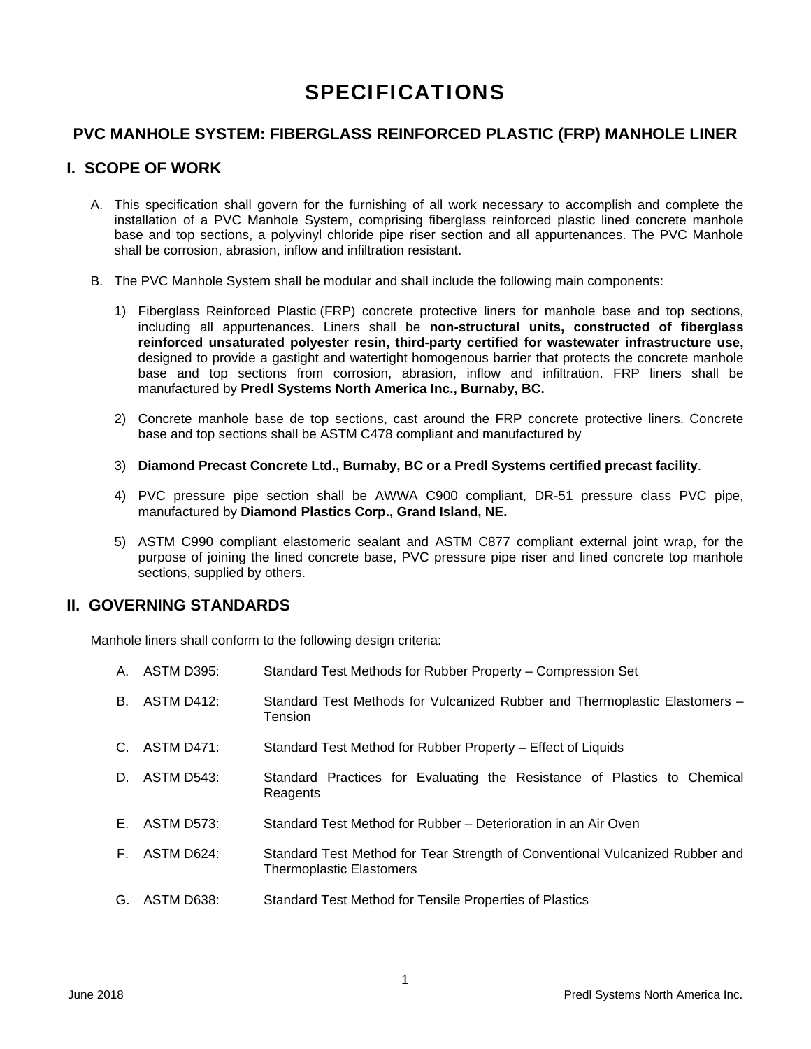# SPECIFICATIONS

## PVC MANHOLE SYSTEM: FIBERGLASS REINFORCED PLASTIC (FRP) MANHOLE LINER

## I. SCOPE OF WORK

A. This specification shall govern for the furnishing of all work necessary to accomplish and complete the installation of a PVC Manhole System, comprising fiberglass reinforced plastic lined concrete manhole base and top sections, a polyvinyl chloride pipe riser section and all appurtenances. The PVC Manhole shall be corrosion, abrasion, inflow and infiltration resistant.

B. The PVC Manhole System shall be modular and shall include the following main components:

1) Fiberglass Reinforced Plastic (FRP) concrete protective liners for manhole base and top sections, including all appurtenances. Liners shall be **non-structural units, constructed of fiberglass reinforced unsaturated polyester resin, third-party certified for wastewater infrastructure use,** designed to provide a gastight and watertight homogenous barrier that protects the concrete manhole base and top sections from corrosion, abrasion, inflow and infiltration. FRP liners shall be manufactured by **Predl Systems North America Inc., Burnaby, BC.**

2) Concrete manhole base de top sections, cast around the FRP concrete protective liners. Concrete base and top sections shall be ASTM C478 compliant and manufactured by

3) **Diamond Precast Concrete Ltd., Burnaby, BC or a Predl Systems certified precast facility**.

4) PVC pressure pipe section shall be AWWA C900 compliant, DR-51 pressure class PVC pipe, manufactured by **Diamond Plastics Corp., Grand Island, NE.**

5) ASTM C990 compliant elastomeric sealant and ASTM C877 compliant external joint wrap, for the purpose of joining the lined concrete base, PVC pressure pipe riser and lined concrete top manhole sections, supplied by others.

## II. GOVERNING STANDARDS

Manhole liners shall conform to the following design criteria:

A. ASTM D395: Standard Test Methods for Rubber Property – Compression Set

B. ASTM D412: Standard Test Methods for Vulcanized Rubber and Thermoplastic Elastomers – Tension

C. ASTM D471: Standard Test Method for Rubber Property – Effect of Liquids

D. ASTM D543: Standard Practices for Evaluating the Resistance of Plastics to Chemical Reagents

E. ASTM D573: Standard Test Method for Rubber – Deterioration in an Air Oven

F. ASTM D624: Standard Test Method for Tear Strength of Conventional Vulcanized Rubber and Thermoplastic Elastomers

G. ASTM D638: Standard Test Method for Tensile Properties of Plastics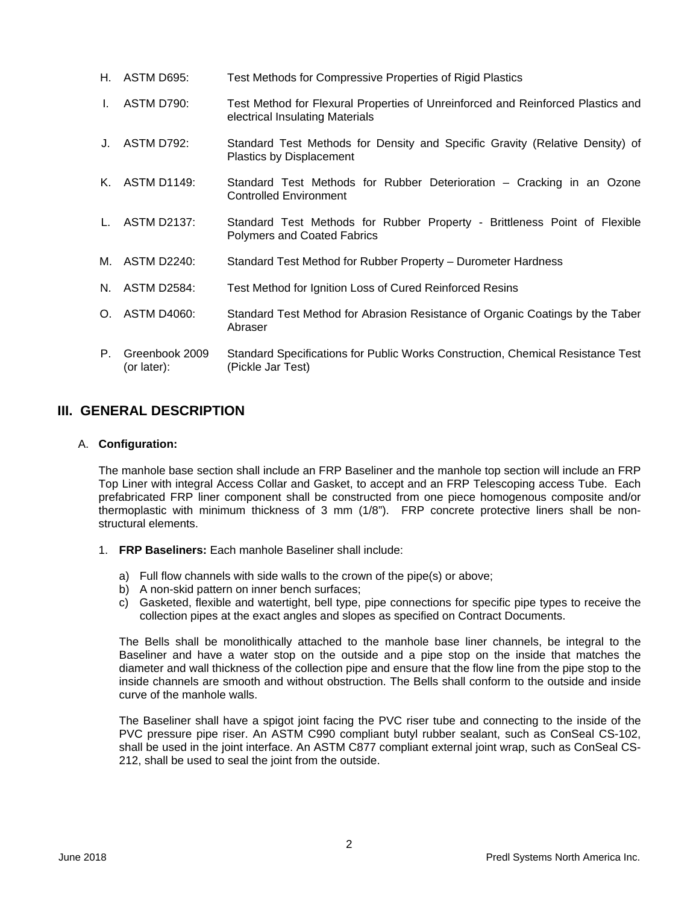H. ASTM D695: Test Methods for Compressive Properties of Rigid Plastics

I. ASTM D790: Test Method for Flexural Properties of Unreinforced and Reinforced Plastics and electrical Insulating Materials

J. ASTM D792: Standard Test Methods for Density and Specific Gravity (Relative Density) of Plastics by Displacement

K. ASTM D1149: Standard Test Methods for Rubber Deterioration – Cracking in an Ozone Controlled Environment

L. ASTM D2137: Standard Test Methods for Rubber Property - Brittleness Point of Flexible Polymers and Coated Fabrics

M. ASTM D2240: Standard Test Method for Rubber Property – Durometer Hardness

N. ASTM D2584: Test Method for Ignition Loss of Cured Reinforced Resins

O. ASTM D4060: Standard Test Method for Abrasion Resistance of Organic Coatings by the Taber Abraser

P. Greenbook 2009 (or later): Standard Specifications for Public Works Construction, Chemical Resistance Test (Pickle Jar Test)

## III. GENERAL DESCRIPTION

A. **Configuration:**

The manhole base section shall include an FRP Baseliner and the manhole top section will include an FRP Top Liner with integral Access Collar and Gasket, to accept and an FRP Telescoping access Tube. Each prefabricated FRP liner component shall be constructed from one piece homogenous composite and/or thermoplastic with minimum thickness of 3 mm (1/8"). FRP concrete protective liners shall be non-structural elements.

1. **FRP Baseliners:** Each manhole Baseliner shall include:

   a) Full flow channels with side walls to the crown of the pipe(s) or above;
   b) A non-skid pattern on inner bench surfaces;
   c) Gasketed, flexible and watertight, bell type, pipe connections for specific pipe types to receive the collection pipes at the exact angles and slopes as specified on Contract Documents.

   The Bells shall be monolithically attached to the manhole base liner channels, be integral to the Baseliner and have a water stop on the outside and a pipe stop on the inside that matches the diameter and wall thickness of the collection pipe and ensure that the flow line from the pipe stop to the inside channels are smooth and without obstruction. The Bells shall conform to the outside and inside curve of the manhole walls.

   The Baseliner shall have a spigot joint facing the PVC riser tube and connecting to the inside of the PVC pressure pipe riser. An ASTM C990 compliant butyl rubber sealant, such as ConSeal CS-102, shall be used in the joint interface. An ASTM C877 compliant external joint wrap, such as ConSeal CS-212, shall be used to seal the joint from the outside.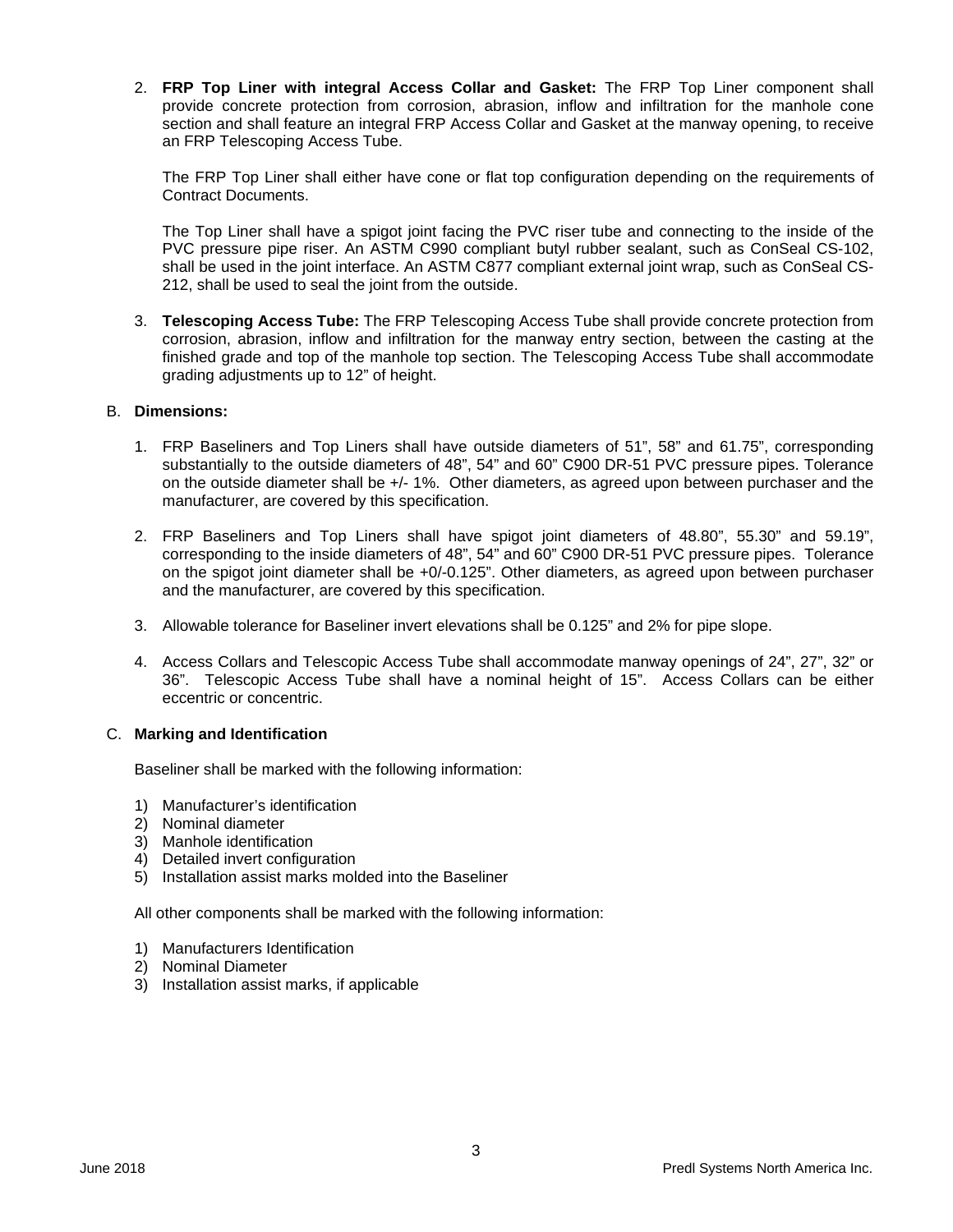2. **FRP Top Liner with integral Access Collar and Gasket:** The FRP Top Liner component shall provide concrete protection from corrosion, abrasion, inflow and infiltration for the manhole cone section and shall feature an integral FRP Access Collar and Gasket at the manway opening, to receive an FRP Telescoping Access Tube.

   The FRP Top Liner shall either have cone or flat top configuration depending on the requirements of Contract Documents.

   The Top Liner shall have a spigot joint facing the PVC riser tube and connecting to the inside of the PVC pressure pipe riser. An ASTM C990 compliant butyl rubber sealant, such as ConSeal CS-102, shall be used in the joint interface. An ASTM C877 compliant external joint wrap, such as ConSeal CS-212, shall be used to seal the joint from the outside.

3. **Telescoping Access Tube:** The FRP Telescoping Access Tube shall provide concrete protection from corrosion, abrasion, inflow and infiltration for the manway entry section, between the casting at the finished grade and top of the manhole top section. The Telescoping Access Tube shall accommodate grading adjustments up to 12" of height.

B. **Dimensions:**

1. FRP Baseliners and Top Liners shall have outside diameters of 51", 58" and 61.75", corresponding substantially to the outside diameters of 48", 54" and 60" C900 DR-51 PVC pressure pipes. Tolerance on the outside diameter shall be +/- 1%. Other diameters, as agreed upon between purchaser and the manufacturer, are covered by this specification.

2. FRP Baseliners and Top Liners shall have spigot joint diameters of 48.80", 55.30" and 59.19", corresponding to the inside diameters of 48", 54" and 60" C900 DR-51 PVC pressure pipes. Tolerance on the spigot joint diameter shall be +0/-0.125". Other diameters, as agreed upon between purchaser and the manufacturer, are covered by this specification.

3. Allowable tolerance for Baseliner invert elevations shall be 0.125" and 2% for pipe slope.

4. Access Collars and Telescopic Access Tube shall accommodate manway openings of 24", 27", 32" or 36". Telescopic Access Tube shall have a nominal height of 15". Access Collars can be either eccentric or concentric.

C. **Marking and Identification**

Baseliner shall be marked with the following information:

1) Manufacturer's identification
2) Nominal diameter
3) Manhole identification
4) Detailed invert configuration
5) Installation assist marks molded into the Baseliner

All other components shall be marked with the following information:

1) Manufacturers Identification
2) Nominal Diameter
3) Installation assist marks, if applicable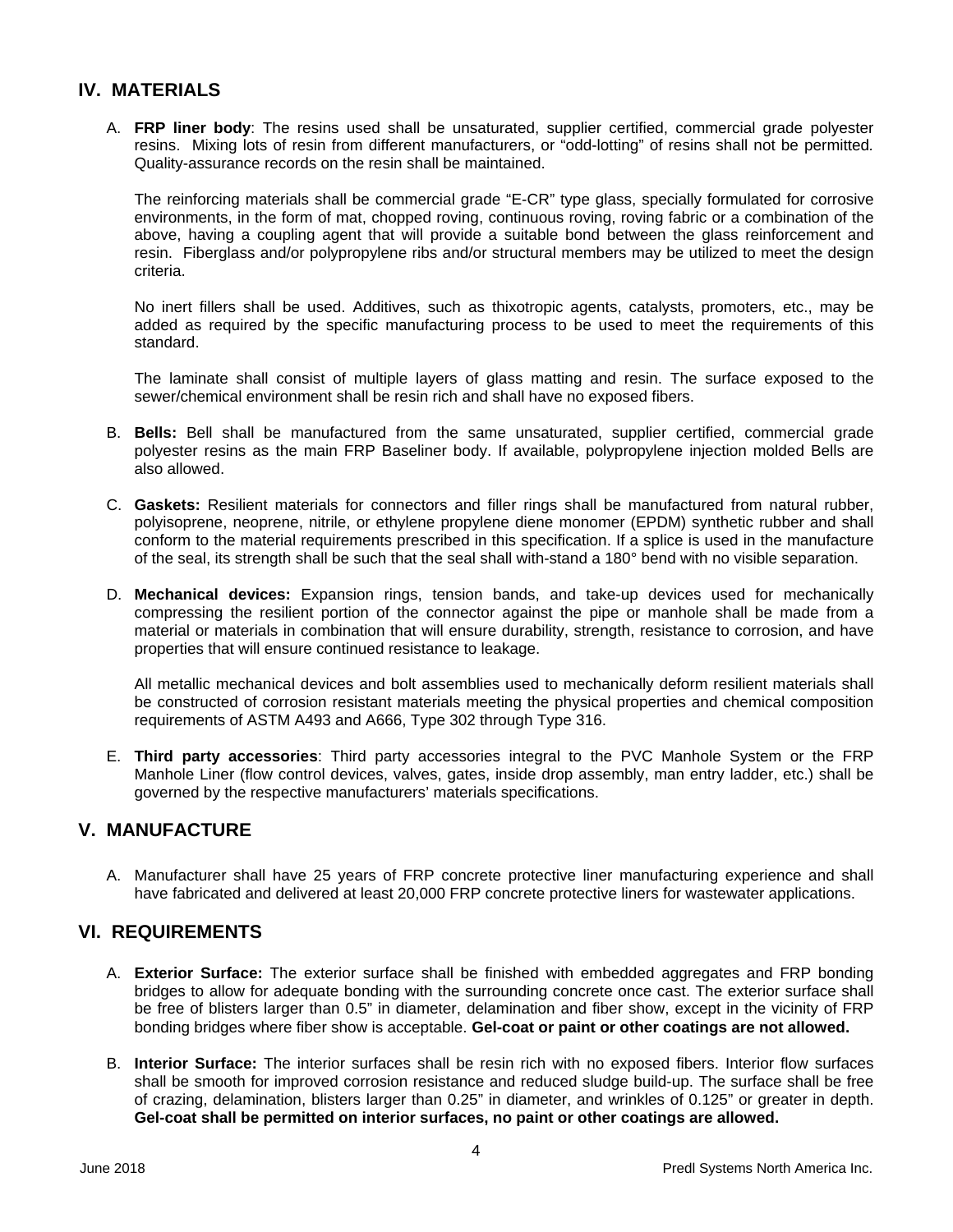## IV. MATERIALS

A. **FRP liner body**: The resins used shall be unsaturated, supplier certified, commercial grade polyester resins. Mixing lots of resin from different manufacturers, or "odd-lotting" of resins shall not be permitted. Quality-assurance records on the resin shall be maintained.

The reinforcing materials shall be commercial grade "E-CR" type glass, specially formulated for corrosive environments, in the form of mat, chopped roving, continuous roving, roving fabric or a combination of the above, having a coupling agent that will provide a suitable bond between the glass reinforcement and resin. Fiberglass and/or polypropylene ribs and/or structural members may be utilized to meet the design criteria.

No inert fillers shall be used. Additives, such as thixotropic agents, catalysts, promoters, etc., may be added as required by the specific manufacturing process to be used to meet the requirements of this standard.

The laminate shall consist of multiple layers of glass matting and resin. The surface exposed to the sewer/chemical environment shall be resin rich and shall have no exposed fibers.

B. **Bells:** Bell shall be manufactured from the same unsaturated, supplier certified, commercial grade polyester resins as the main FRP Baseliner body. If available, polypropylene injection molded Bells are also allowed.

C. **Gaskets:** Resilient materials for connectors and filler rings shall be manufactured from natural rubber, polyisoprene, neoprene, nitrile, or ethylene propylene diene monomer (EPDM) synthetic rubber and shall conform to the material requirements prescribed in this specification. If a splice is used in the manufacture of the seal, its strength shall be such that the seal shall with-stand a 180° bend with no visible separation.

D. **Mechanical devices:** Expansion rings, tension bands, and take-up devices used for mechanically compressing the resilient portion of the connector against the pipe or manhole shall be made from a material or materials in combination that will ensure durability, strength, resistance to corrosion, and have properties that will ensure continued resistance to leakage.

All metallic mechanical devices and bolt assemblies used to mechanically deform resilient materials shall be constructed of corrosion resistant materials meeting the physical properties and chemical composition requirements of ASTM A493 and A666, Type 302 through Type 316.

E. **Third party accessories**: Third party accessories integral to the PVC Manhole System or the FRP Manhole Liner (flow control devices, valves, gates, inside drop assembly, man entry ladder, etc.) shall be governed by the respective manufacturers' materials specifications.

## V. MANUFACTURE

A. Manufacturer shall have 25 years of FRP concrete protective liner manufacturing experience and shall have fabricated and delivered at least 20,000 FRP concrete protective liners for wastewater applications.

## VI. REQUIREMENTS

A. **Exterior Surface:** The exterior surface shall be finished with embedded aggregates and FRP bonding bridges to allow for adequate bonding with the surrounding concrete once cast. The exterior surface shall be free of blisters larger than 0.5" in diameter, delamination and fiber show, except in the vicinity of FRP bonding bridges where fiber show is acceptable. **Gel-coat or paint or other coatings are not allowed.**

B. **Interior Surface:** The interior surfaces shall be resin rich with no exposed fibers. Interior flow surfaces shall be smooth for improved corrosion resistance and reduced sludge build-up. The surface shall be free of crazing, delamination, blisters larger than 0.25" in diameter, and wrinkles of 0.125" or greater in depth. **Gel-coat shall be permitted on interior surfaces, no paint or other coatings are allowed.**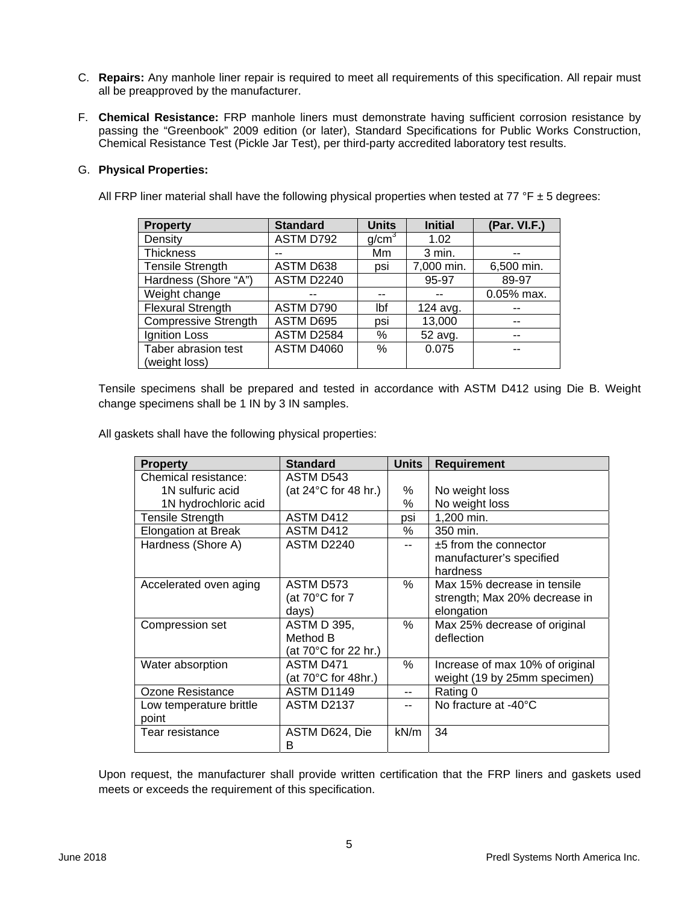C. **Repairs:** Any manhole liner repair is required to meet all requirements of this specification. All repair must all be preapproved by the manufacturer.

F. **Chemical Resistance:** FRP manhole liners must demonstrate having sufficient corrosion resistance by passing the "Greenbook" 2009 edition (or later), Standard Specifications for Public Works Construction, Chemical Resistance Test (Pickle Jar Test), per third-party accredited laboratory test results.

G. **Physical Properties:**

All FRP liner material shall have the following physical properties when tested at 77 °F ± 5 degrees:

| Property | Standard | Units | Initial | (Par. VI.F.) |
|---|---|---|---|---|
| Density | ASTM D792 | $g/cm^3$ | 1.02 | |
| Thickness | -- | Mm | 3 min. | -- |
| Tensile Strength | ASTM D638 | psi | 7,000 min. | 6,500 min. |
| Hardness (Shore "A") | ASTM D2240 | | 95-97 | 89-97 |
| Weight change | -- | -- | -- | 0.05% max. |
| Flexural Strength | ASTM D790 | lbf | 124 avg. | -- |
| Compressive Strength | ASTM D695 | psi | 13,000 | -- |
| Ignition Loss | ASTM D2584 | % | 52 avg. | -- |
| Taber abrasion test (weight loss) | ASTM D4060 | % | 0.075 | -- |

Tensile specimens shall be prepared and tested in accordance with ASTM D412 using Die B. Weight change specimens shall be 1 IN by 3 IN samples.

All gaskets shall have the following physical properties:

| Property | Standard | Units | Requirement |
|---|---|---|---|
| Chemical resistance:<br>1N sulfuric acid<br>1N hydrochloric acid | ASTM D543<br>(at 24°C for 48 hr.) | <br>%<br>% | <br>No weight loss<br>No weight loss |
| Tensile Strength | ASTM D412 | psi | 1,200 min. |
| Elongation at Break | ASTM D412 | % | 350 min. |
| Hardness (Shore A) | ASTM D2240 | -- | ±5 from the connector manufacturer's specified hardness |
| Accelerated oven aging | ASTM D573 (at 70°C for 7 days) | % | Max 15% decrease in tensile strength; Max 20% decrease in elongation |
| Compression set | ASTM D 395, Method B (at 70°C for 22 hr.) | % | Max 25% decrease of original deflection |
| Water absorption | ASTM D471 (at 70°C for 48hr.) | % | Increase of max 10% of original weight (19 by 25mm specimen) |
| Ozone Resistance | ASTM D1149 | -- | Rating 0 |
| Low temperature brittle point | ASTM D2137 | -- | No fracture at -40°C |
| Tear resistance | ASTM D624, Die B | kN/m | 34 |

Upon request, the manufacturer shall provide written certification that the FRP liners and gaskets used meets or exceeds the requirement of this specification.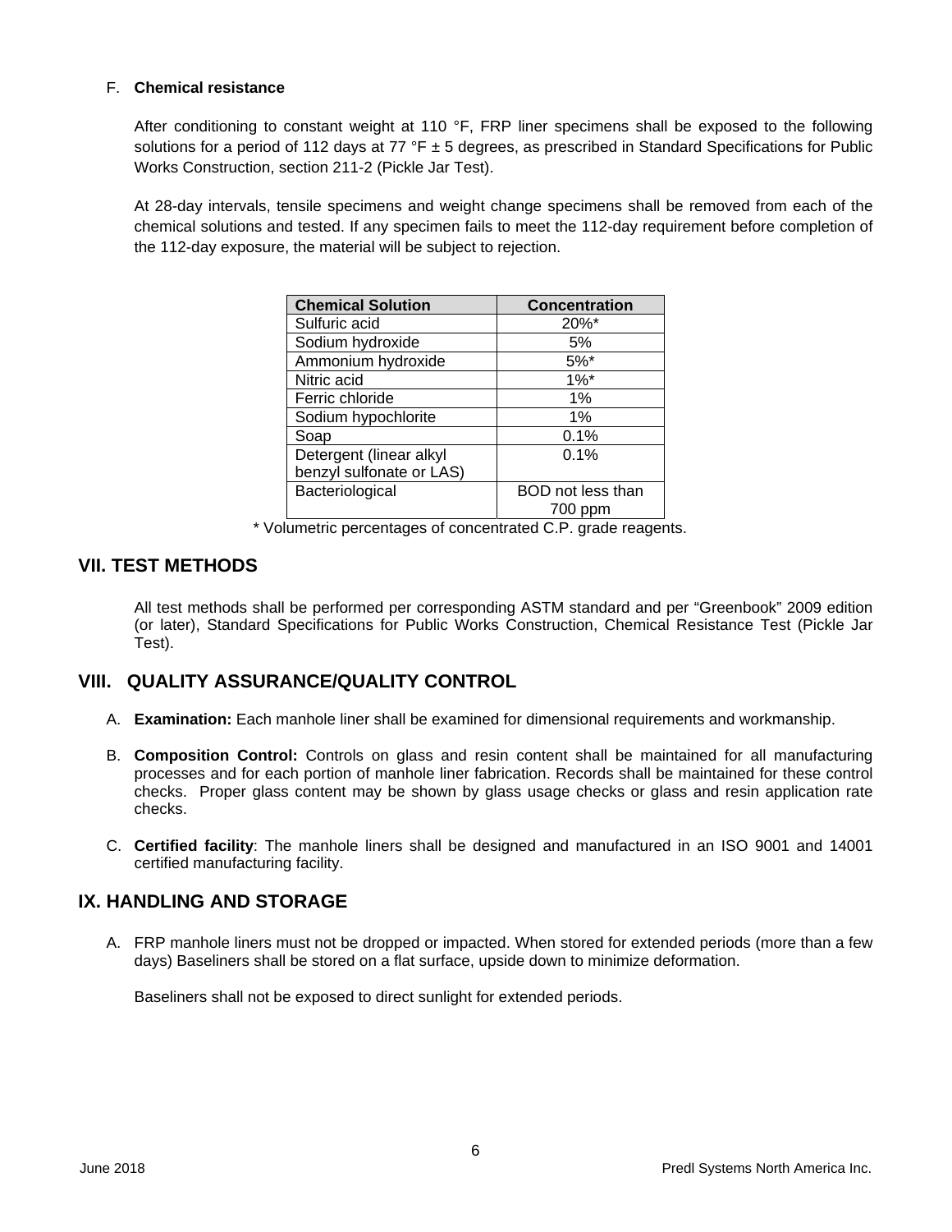F. **Chemical resistance**

After conditioning to constant weight at 110 °F, FRP liner specimens shall be exposed to the following solutions for a period of 112 days at 77 °F ± 5 degrees, as prescribed in Standard Specifications for Public Works Construction, section 211-2 (Pickle Jar Test).

At 28-day intervals, tensile specimens and weight change specimens shall be removed from each of the chemical solutions and tested. If any specimen fails to meet the 112-day requirement before completion of the 112-day exposure, the material will be subject to rejection.

| Chemical Solution | Concentration |
|---|---|
| Sulfuric acid | 20%* |
| Sodium hydroxide | 5% |
| Ammonium hydroxide | 5%* |
| Nitric acid | 1%* |
| Ferric chloride | 1% |
| Sodium hypochlorite | 1% |
| Soap | 0.1% |
| Detergent (linear alkyl benzyl sulfonate or LAS) | 0.1% |
| Bacteriological | BOD not less than 700 ppm |

* Volumetric percentages of concentrated C.P. grade reagents.

## VII. TEST METHODS

All test methods shall be performed per corresponding ASTM standard and per "Greenbook" 2009 edition (or later), Standard Specifications for Public Works Construction, Chemical Resistance Test (Pickle Jar Test).

## VIII. QUALITY ASSURANCE/QUALITY CONTROL

A. **Examination:** Each manhole liner shall be examined for dimensional requirements and workmanship.

B. **Composition Control:** Controls on glass and resin content shall be maintained for all manufacturing processes and for each portion of manhole liner fabrication. Records shall be maintained for these control checks. Proper glass content may be shown by glass usage checks or glass and resin application rate checks.

C. **Certified facility**: The manhole liners shall be designed and manufactured in an ISO 9001 and 14001 certified manufacturing facility.

## IX. HANDLING AND STORAGE

A. FRP manhole liners must not be dropped or impacted. When stored for extended periods (more than a few days) Baseliners shall be stored on a flat surface, upside down to minimize deformation.

Baseliners shall not be exposed to direct sunlight for extended periods.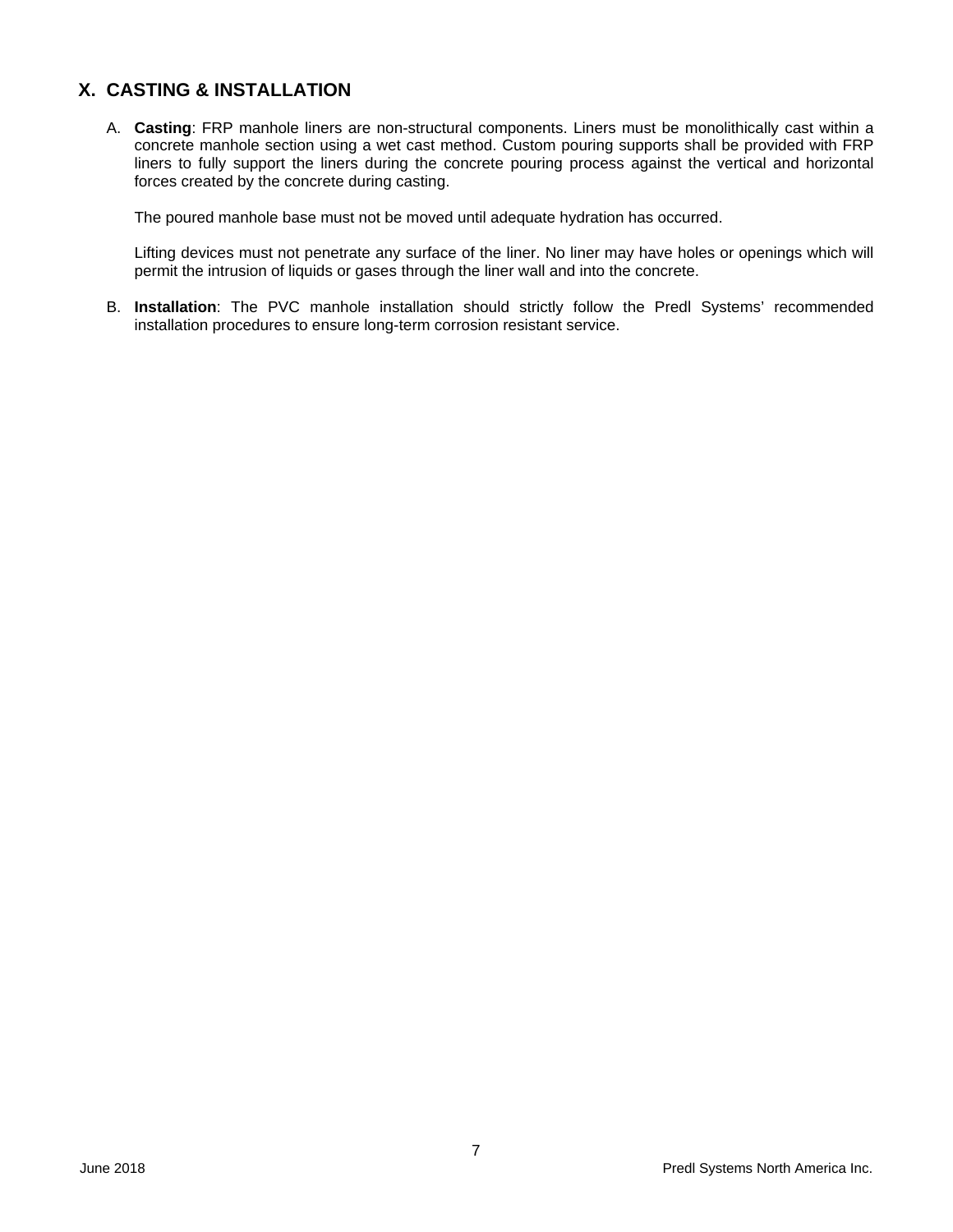## X. CASTING & INSTALLATION

A. **Casting**: FRP manhole liners are non-structural components. Liners must be monolithically cast within a concrete manhole section using a wet cast method. Custom pouring supports shall be provided with FRP liners to fully support the liners during the concrete pouring process against the vertical and horizontal forces created by the concrete during casting.

   The poured manhole base must not be moved until adequate hydration has occurred.

   Lifting devices must not penetrate any surface of the liner. No liner may have holes or openings which will permit the intrusion of liquids or gases through the liner wall and into the concrete.

B. **Installation**: The PVC manhole installation should strictly follow the Predl Systems' recommended installation procedures to ensure long-term corrosion resistant service.